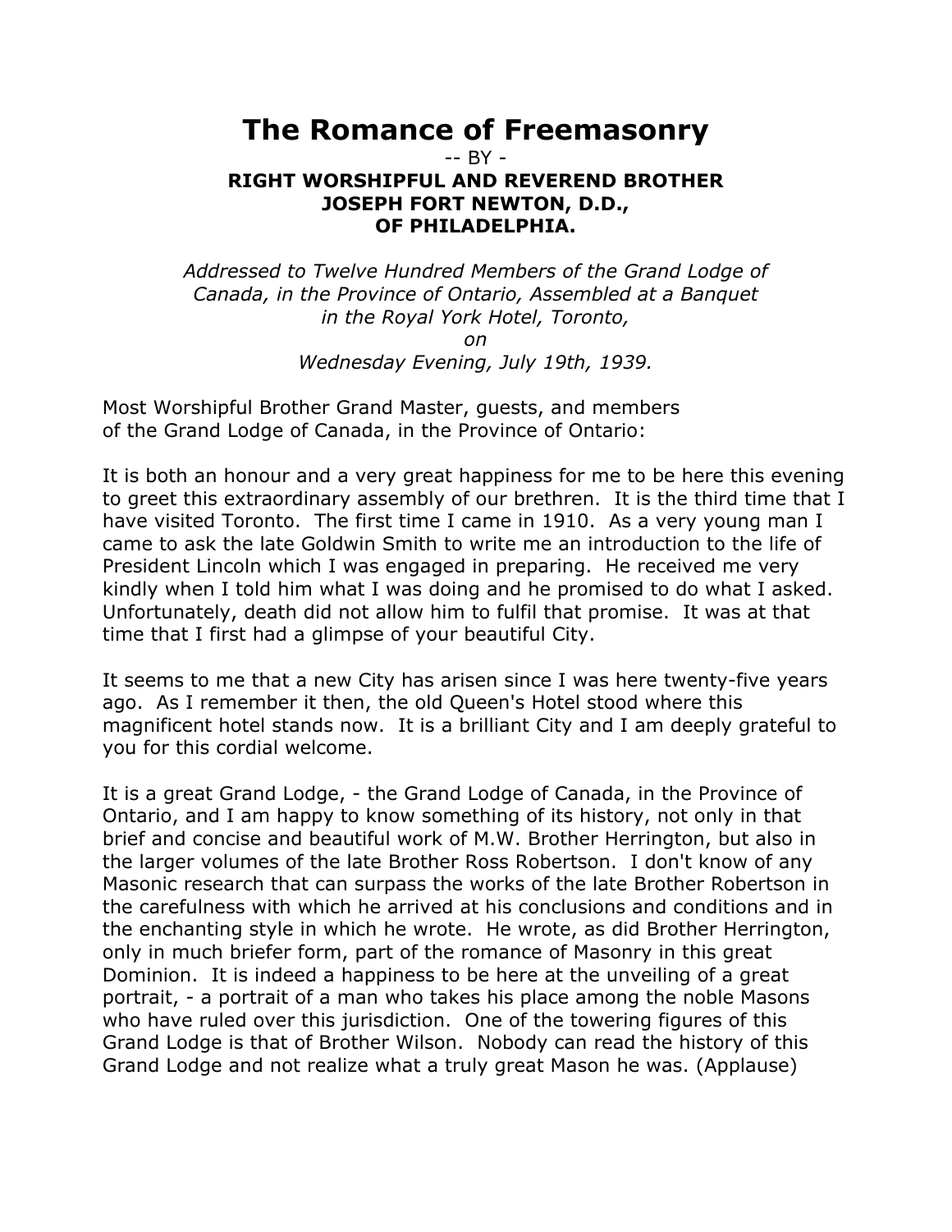# The Romance of Freemasonry

-- BY -

**RIGHT WORSHIPFUL AND REVEREND BROTHER**
**JOSEPH FORT NEWTON, D.D.,**
**OF PHILADELPHIA.**

*Addressed to Twelve Hundred Members of the Grand Lodge of Canada, in the Province of Ontario, Assembled at a Banquet in the Royal York Hotel, Toronto, on Wednesday Evening, July 19th, 1939.*

Most Worshipful Brother Grand Master, guests, and members of the Grand Lodge of Canada, in the Province of Ontario:

It is both an honour and a very great happiness for me to be here this evening to greet this extraordinary assembly of our brethren. It is the third time that I have visited Toronto. The first time I came in 1910. As a very young man I came to ask the late Goldwin Smith to write me an introduction to the life of President Lincoln which I was engaged in preparing. He received me very kindly when I told him what I was doing and he promised to do what I asked. Unfortunately, death did not allow him to fulfil that promise. It was at that time that I first had a glimpse of your beautiful City.

It seems to me that a new City has arisen since I was here twenty-five years ago. As I remember it then, the old Queen's Hotel stood where this magnificent hotel stands now. It is a brilliant City and I am deeply grateful to you for this cordial welcome.

It is a great Grand Lodge, - the Grand Lodge of Canada, in the Province of Ontario, and I am happy to know something of its history, not only in that brief and concise and beautiful work of M.W. Brother Herrington, but also in the larger volumes of the late Brother Ross Robertson. I don't know of any Masonic research that can surpass the works of the late Brother Robertson in the carefulness with which he arrived at his conclusions and conditions and in the enchanting style in which he wrote. He wrote, as did Brother Herrington, only in much briefer form, part of the romance of Masonry in this great Dominion. It is indeed a happiness to be here at the unveiling of a great portrait, - a portrait of a man who takes his place among the noble Masons who have ruled over this jurisdiction. One of the towering figures of this Grand Lodge is that of Brother Wilson. Nobody can read the history of this Grand Lodge and not realize what a truly great Mason he was. (Applause)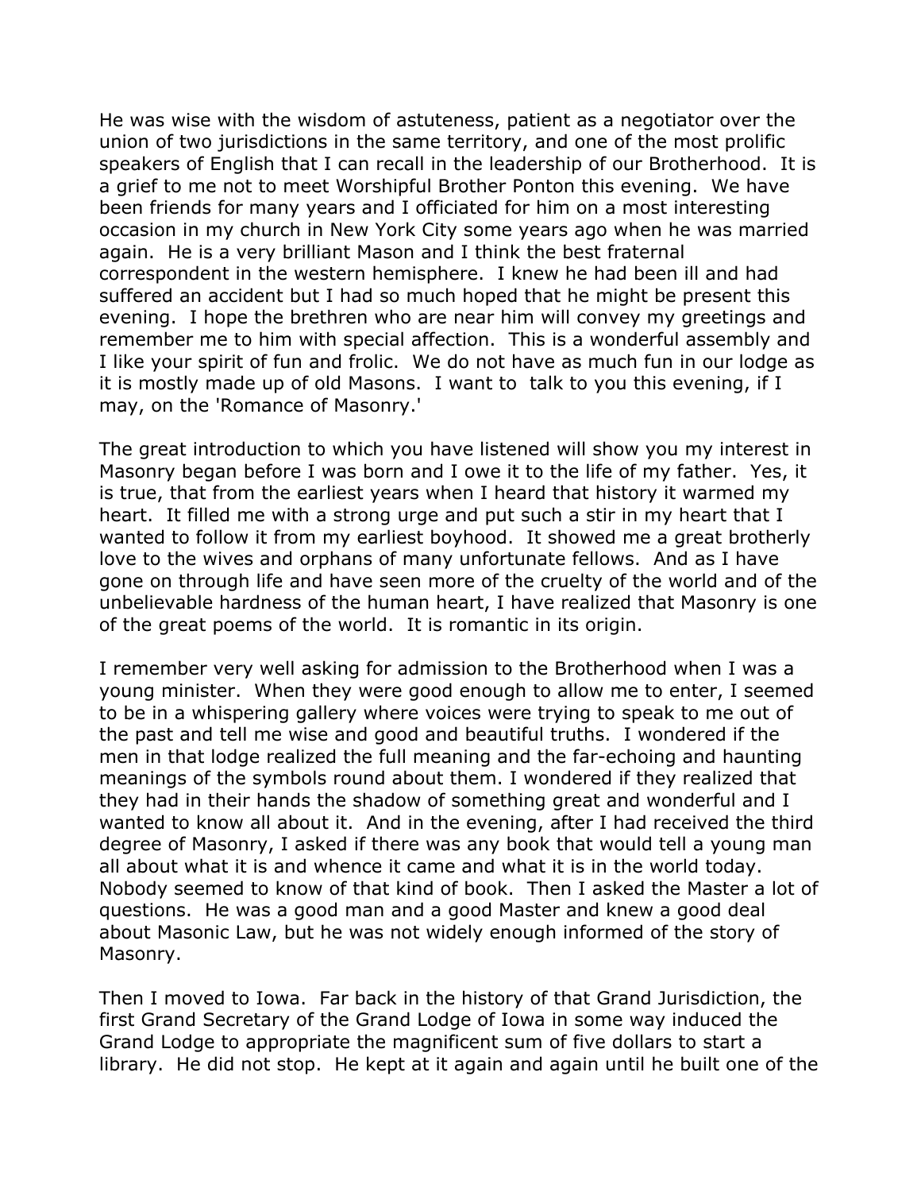He was wise with the wisdom of astuteness, patient as a negotiator over the union of two jurisdictions in the same territory, and one of the most prolific speakers of English that I can recall in the leadership of our Brotherhood. It is a grief to me not to meet Worshipful Brother Ponton this evening. We have been friends for many years and I officiated for him on a most interesting occasion in my church in New York City some years ago when he was married again. He is a very brilliant Mason and I think the best fraternal correspondent in the western hemisphere. I knew he had been ill and had suffered an accident but I had so much hoped that he might be present this evening. I hope the brethren who are near him will convey my greetings and remember me to him with special affection. This is a wonderful assembly and I like your spirit of fun and frolic. We do not have as much fun in our lodge as it is mostly made up of old Masons. I want to talk to you this evening, if I may, on the 'Romance of Masonry.'

The great introduction to which you have listened will show you my interest in Masonry began before I was born and I owe it to the life of my father. Yes, it is true, that from the earliest years when I heard that history it warmed my heart. It filled me with a strong urge and put such a stir in my heart that I wanted to follow it from my earliest boyhood. It showed me a great brotherly love to the wives and orphans of many unfortunate fellows. And as I have gone on through life and have seen more of the cruelty of the world and of the unbelievable hardness of the human heart, I have realized that Masonry is one of the great poems of the world. It is romantic in its origin.

I remember very well asking for admission to the Brotherhood when I was a young minister. When they were good enough to allow me to enter, I seemed to be in a whispering gallery where voices were trying to speak to me out of the past and tell me wise and good and beautiful truths. I wondered if the men in that lodge realized the full meaning and the far-echoing and haunting meanings of the symbols round about them. I wondered if they realized that they had in their hands the shadow of something great and wonderful and I wanted to know all about it. And in the evening, after I had received the third degree of Masonry, I asked if there was any book that would tell a young man all about what it is and whence it came and what it is in the world today. Nobody seemed to know of that kind of book. Then I asked the Master a lot of questions. He was a good man and a good Master and knew a good deal about Masonic Law, but he was not widely enough informed of the story of Masonry.

Then I moved to Iowa. Far back in the history of that Grand Jurisdiction, the first Grand Secretary of the Grand Lodge of Iowa in some way induced the Grand Lodge to appropriate the magnificent sum of five dollars to start a library. He did not stop. He kept at it again and again until he built one of the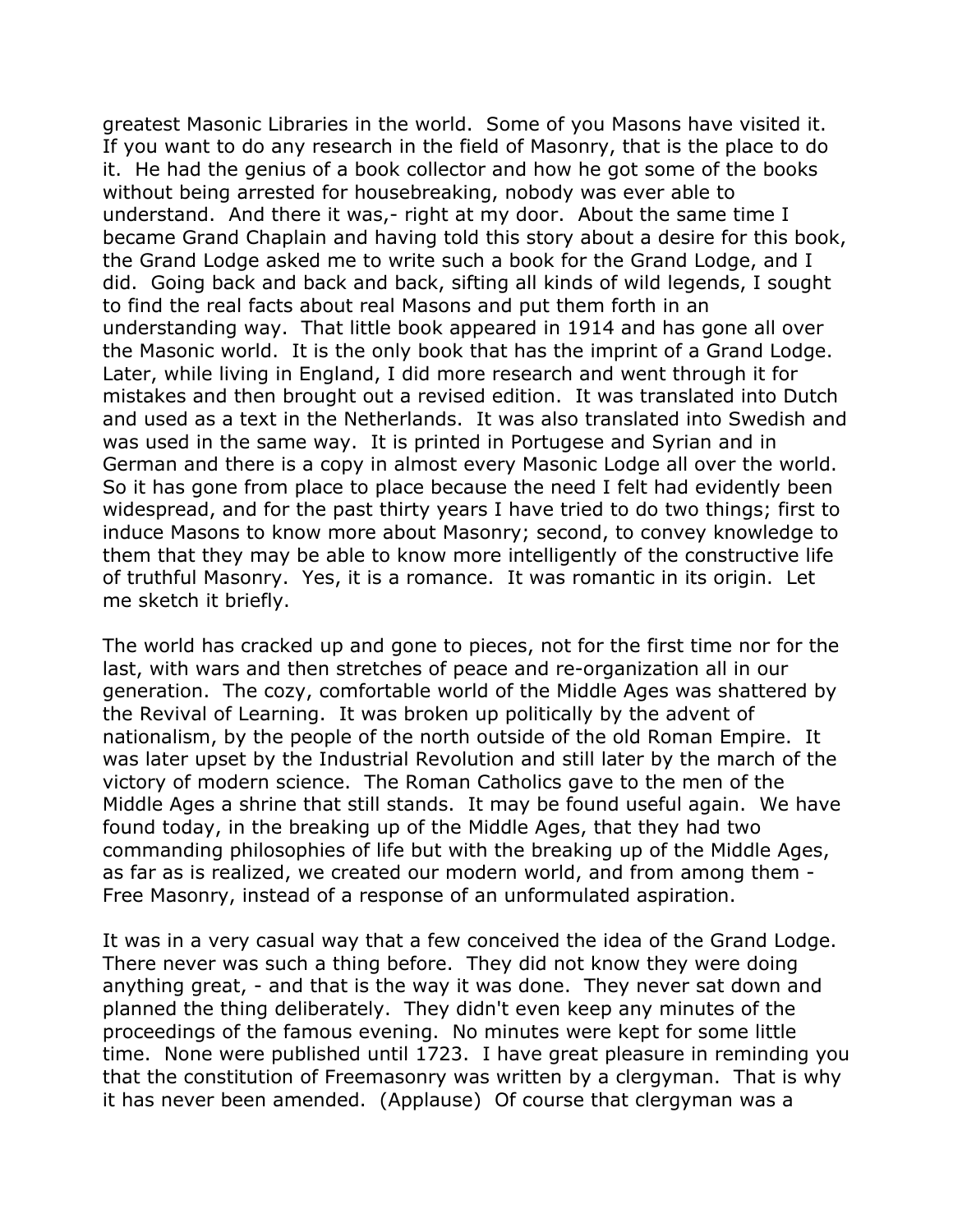greatest Masonic Libraries in the world. Some of you Masons have visited it. If you want to do any research in the field of Masonry, that is the place to do it. He had the genius of a book collector and how he got some of the books without being arrested for housebreaking, nobody was ever able to understand. And there it was,- right at my door. About the same time I became Grand Chaplain and having told this story about a desire for this book, the Grand Lodge asked me to write such a book for the Grand Lodge, and I did. Going back and back and back, sifting all kinds of wild legends, I sought to find the real facts about real Masons and put them forth in an understanding way. That little book appeared in 1914 and has gone all over the Masonic world. It is the only book that has the imprint of a Grand Lodge. Later, while living in England, I did more research and went through it for mistakes and then brought out a revised edition. It was translated into Dutch and used as a text in the Netherlands. It was also translated into Swedish and was used in the same way. It is printed in Portugese and Syrian and in German and there is a copy in almost every Masonic Lodge all over the world. So it has gone from place to place because the need I felt had evidently been widespread, and for the past thirty years I have tried to do two things; first to induce Masons to know more about Masonry; second, to convey knowledge to them that they may be able to know more intelligently of the constructive life of truthful Masonry. Yes, it is a romance. It was romantic in its origin. Let me sketch it briefly.

The world has cracked up and gone to pieces, not for the first time nor for the last, with wars and then stretches of peace and re-organization all in our generation. The cozy, comfortable world of the Middle Ages was shattered by the Revival of Learning. It was broken up politically by the advent of nationalism, by the people of the north outside of the old Roman Empire. It was later upset by the Industrial Revolution and still later by the march of the victory of modern science. The Roman Catholics gave to the men of the Middle Ages a shrine that still stands. It may be found useful again. We have found today, in the breaking up of the Middle Ages, that they had two commanding philosophies of life but with the breaking up of the Middle Ages, as far as is realized, we created our modern world, and from among them - Free Masonry, instead of a response of an unformulated aspiration.

It was in a very casual way that a few conceived the idea of the Grand Lodge. There never was such a thing before. They did not know they were doing anything great, - and that is the way it was done. They never sat down and planned the thing deliberately. They didn't even keep any minutes of the proceedings of the famous evening. No minutes were kept for some little time. None were published until 1723. I have great pleasure in reminding you that the constitution of Freemasonry was written by a clergyman. That is why it has never been amended. (Applause) Of course that clergyman was a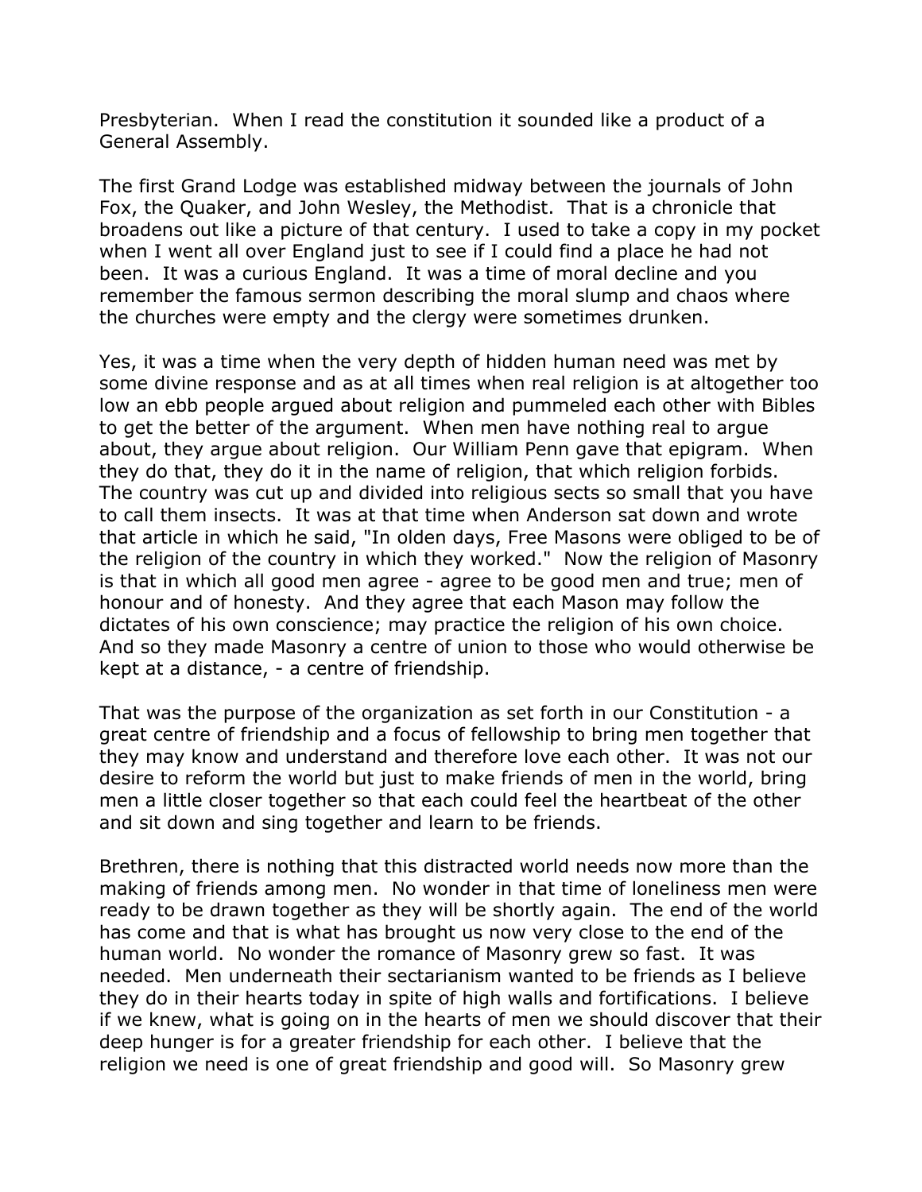Presbyterian. When I read the constitution it sounded like a product of a General Assembly.

The first Grand Lodge was established midway between the journals of John Fox, the Quaker, and John Wesley, the Methodist. That is a chronicle that broadens out like a picture of that century. I used to take a copy in my pocket when I went all over England just to see if I could find a place he had not been. It was a curious England. It was a time of moral decline and you remember the famous sermon describing the moral slump and chaos where the churches were empty and the clergy were sometimes drunken.

Yes, it was a time when the very depth of hidden human need was met by some divine response and as at all times when real religion is at altogether too low an ebb people argued about religion and pummeled each other with Bibles to get the better of the argument. When men have nothing real to argue about, they argue about religion. Our William Penn gave that epigram. When they do that, they do it in the name of religion, that which religion forbids. The country was cut up and divided into religious sects so small that you have to call them insects. It was at that time when Anderson sat down and wrote that article in which he said, "In olden days, Free Masons were obliged to be of the religion of the country in which they worked." Now the religion of Masonry is that in which all good men agree - agree to be good men and true; men of honour and of honesty. And they agree that each Mason may follow the dictates of his own conscience; may practice the religion of his own choice. And so they made Masonry a centre of union to those who would otherwise be kept at a distance, - a centre of friendship.

That was the purpose of the organization as set forth in our Constitution - a great centre of friendship and a focus of fellowship to bring men together that they may know and understand and therefore love each other. It was not our desire to reform the world but just to make friends of men in the world, bring men a little closer together so that each could feel the heartbeat of the other and sit down and sing together and learn to be friends.

Brethren, there is nothing that this distracted world needs now more than the making of friends among men. No wonder in that time of loneliness men were ready to be drawn together as they will be shortly again. The end of the world has come and that is what has brought us now very close to the end of the human world. No wonder the romance of Masonry grew so fast. It was needed. Men underneath their sectarianism wanted to be friends as I believe they do in their hearts today in spite of high walls and fortifications. I believe if we knew, what is going on in the hearts of men we should discover that their deep hunger is for a greater friendship for each other. I believe that the religion we need is one of great friendship and good will. So Masonry grew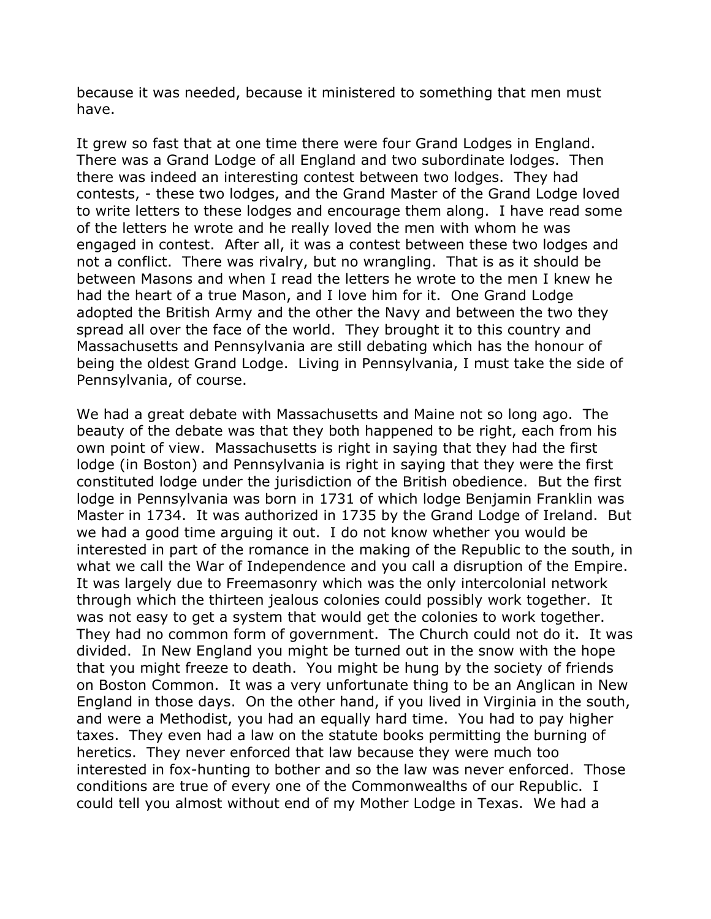because it was needed, because it ministered to something that men must have.

It grew so fast that at one time there were four Grand Lodges in England. There was a Grand Lodge of all England and two subordinate lodges. Then there was indeed an interesting contest between two lodges. They had contests, - these two lodges, and the Grand Master of the Grand Lodge loved to write letters to these lodges and encourage them along. I have read some of the letters he wrote and he really loved the men with whom he was engaged in contest. After all, it was a contest between these two lodges and not a conflict. There was rivalry, but no wrangling. That is as it should be between Masons and when I read the letters he wrote to the men I knew he had the heart of a true Mason, and I love him for it. One Grand Lodge adopted the British Army and the other the Navy and between the two they spread all over the face of the world. They brought it to this country and Massachusetts and Pennsylvania are still debating which has the honour of being the oldest Grand Lodge. Living in Pennsylvania, I must take the side of Pennsylvania, of course.

We had a great debate with Massachusetts and Maine not so long ago. The beauty of the debate was that they both happened to be right, each from his own point of view. Massachusetts is right in saying that they had the first lodge (in Boston) and Pennsylvania is right in saying that they were the first constituted lodge under the jurisdiction of the British obedience. But the first lodge in Pennsylvania was born in 1731 of which lodge Benjamin Franklin was Master in 1734. It was authorized in 1735 by the Grand Lodge of Ireland. But we had a good time arguing it out. I do not know whether you would be interested in part of the romance in the making of the Republic to the south, in what we call the War of Independence and you call a disruption of the Empire. It was largely due to Freemasonry which was the only intercolonial network through which the thirteen jealous colonies could possibly work together. It was not easy to get a system that would get the colonies to work together. They had no common form of government. The Church could not do it. It was divided. In New England you might be turned out in the snow with the hope that you might freeze to death. You might be hung by the society of friends on Boston Common. It was a very unfortunate thing to be an Anglican in New England in those days. On the other hand, if you lived in Virginia in the south, and were a Methodist, you had an equally hard time. You had to pay higher taxes. They even had a law on the statute books permitting the burning of heretics. They never enforced that law because they were much too interested in fox-hunting to bother and so the law was never enforced. Those conditions are true of every one of the Commonwealths of our Republic. I could tell you almost without end of my Mother Lodge in Texas. We had a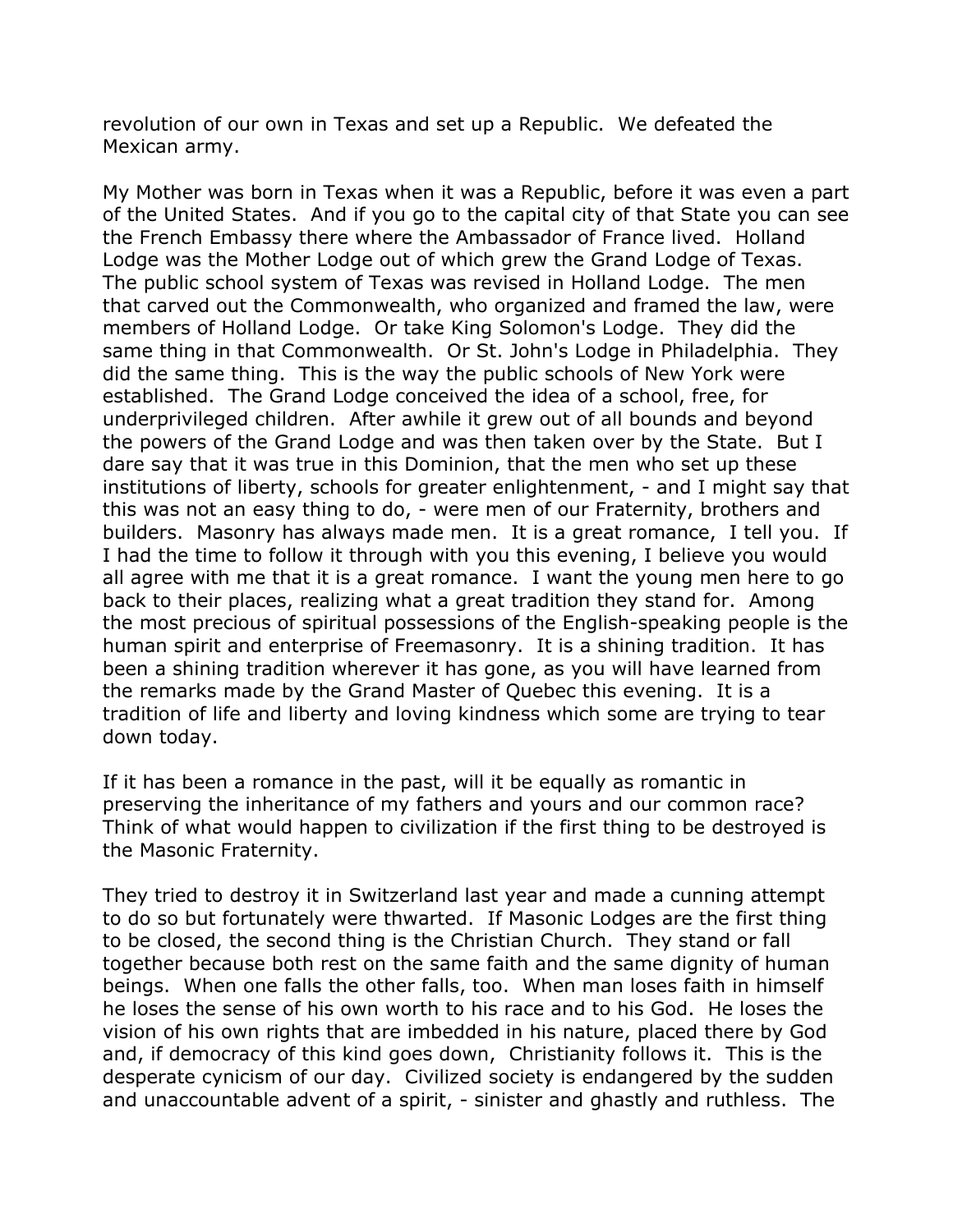revolution of our own in Texas and set up a Republic. We defeated the Mexican army.

My Mother was born in Texas when it was a Republic, before it was even a part of the United States. And if you go to the capital city of that State you can see the French Embassy there where the Ambassador of France lived. Holland Lodge was the Mother Lodge out of which grew the Grand Lodge of Texas. The public school system of Texas was revised in Holland Lodge. The men that carved out the Commonwealth, who organized and framed the law, were members of Holland Lodge. Or take King Solomon's Lodge. They did the same thing in that Commonwealth. Or St. John's Lodge in Philadelphia. They did the same thing. This is the way the public schools of New York were established. The Grand Lodge conceived the idea of a school, free, for underprivileged children. After awhile it grew out of all bounds and beyond the powers of the Grand Lodge and was then taken over by the State. But I dare say that it was true in this Dominion, that the men who set up these institutions of liberty, schools for greater enlightenment, - and I might say that this was not an easy thing to do, - were men of our Fraternity, brothers and builders. Masonry has always made men. It is a great romance, I tell you. If I had the time to follow it through with you this evening, I believe you would all agree with me that it is a great romance. I want the young men here to go back to their places, realizing what a great tradition they stand for. Among the most precious of spiritual possessions of the English-speaking people is the human spirit and enterprise of Freemasonry. It is a shining tradition. It has been a shining tradition wherever it has gone, as you will have learned from the remarks made by the Grand Master of Quebec this evening. It is a tradition of life and liberty and loving kindness which some are trying to tear down today.

If it has been a romance in the past, will it be equally as romantic in preserving the inheritance of my fathers and yours and our common race? Think of what would happen to civilization if the first thing to be destroyed is the Masonic Fraternity.

They tried to destroy it in Switzerland last year and made a cunning attempt to do so but fortunately were thwarted. If Masonic Lodges are the first thing to be closed, the second thing is the Christian Church. They stand or fall together because both rest on the same faith and the same dignity of human beings. When one falls the other falls, too. When man loses faith in himself he loses the sense of his own worth to his race and to his God. He loses the vision of his own rights that are imbedded in his nature, placed there by God and, if democracy of this kind goes down, Christianity follows it. This is the desperate cynicism of our day. Civilized society is endangered by the sudden and unaccountable advent of a spirit, - sinister and ghastly and ruthless. The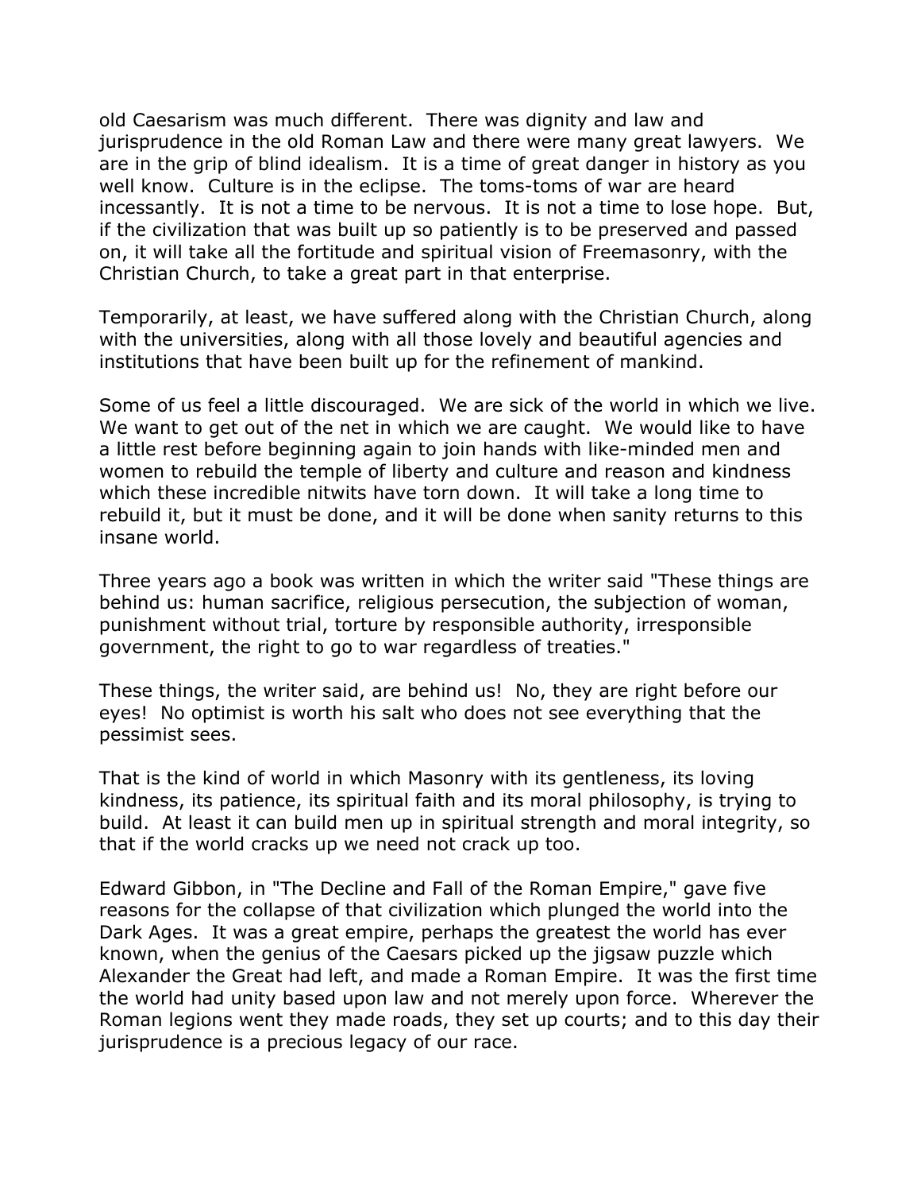old Caesarism was much different. There was dignity and law and jurisprudence in the old Roman Law and there were many great lawyers. We are in the grip of blind idealism. It is a time of great danger in history as you well know. Culture is in the eclipse. The toms-toms of war are heard incessantly. It is not a time to be nervous. It is not a time to lose hope. But, if the civilization that was built up so patiently is to be preserved and passed on, it will take all the fortitude and spiritual vision of Freemasonry, with the Christian Church, to take a great part in that enterprise.

Temporarily, at least, we have suffered along with the Christian Church, along with the universities, along with all those lovely and beautiful agencies and institutions that have been built up for the refinement of mankind.

Some of us feel a little discouraged. We are sick of the world in which we live. We want to get out of the net in which we are caught. We would like to have a little rest before beginning again to join hands with like-minded men and women to rebuild the temple of liberty and culture and reason and kindness which these incredible nitwits have torn down. It will take a long time to rebuild it, but it must be done, and it will be done when sanity returns to this insane world.

Three years ago a book was written in which the writer said "These things are behind us: human sacrifice, religious persecution, the subjection of woman, punishment without trial, torture by responsible authority, irresponsible government, the right to go to war regardless of treaties."

These things, the writer said, are behind us! No, they are right before our eyes! No optimist is worth his salt who does not see everything that the pessimist sees.

That is the kind of world in which Masonry with its gentleness, its loving kindness, its patience, its spiritual faith and its moral philosophy, is trying to build. At least it can build men up in spiritual strength and moral integrity, so that if the world cracks up we need not crack up too.

Edward Gibbon, in "The Decline and Fall of the Roman Empire," gave five reasons for the collapse of that civilization which plunged the world into the Dark Ages. It was a great empire, perhaps the greatest the world has ever known, when the genius of the Caesars picked up the jigsaw puzzle which Alexander the Great had left, and made a Roman Empire. It was the first time the world had unity based upon law and not merely upon force. Wherever the Roman legions went they made roads, they set up courts; and to this day their jurisprudence is a precious legacy of our race.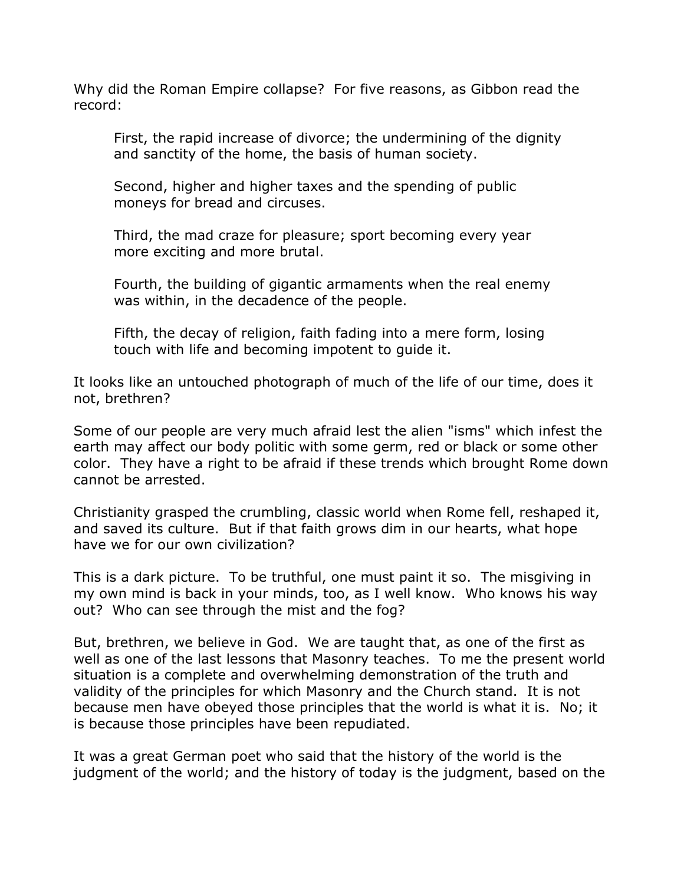Why did the Roman Empire collapse? For five reasons, as Gibbon read the record:

> First, the rapid increase of divorce; the undermining of the dignity and sanctity of the home, the basis of human society.
>
> Second, higher and higher taxes and the spending of public moneys for bread and circuses.
>
> Third, the mad craze for pleasure; sport becoming every year more exciting and more brutal.
>
> Fourth, the building of gigantic armaments when the real enemy was within, in the decadence of the people.
>
> Fifth, the decay of religion, faith fading into a mere form, losing touch with life and becoming impotent to guide it.

It looks like an untouched photograph of much of the life of our time, does it not, brethren?

Some of our people are very much afraid lest the alien "isms" which infest the earth may affect our body politic with some germ, red or black or some other color. They have a right to be afraid if these trends which brought Rome down cannot be arrested.

Christianity grasped the crumbling, classic world when Rome fell, reshaped it, and saved its culture. But if that faith grows dim in our hearts, what hope have we for our own civilization?

This is a dark picture. To be truthful, one must paint it so. The misgiving in my own mind is back in your minds, too, as I well know. Who knows his way out? Who can see through the mist and the fog?

But, brethren, we believe in God. We are taught that, as one of the first as well as one of the last lessons that Masonry teaches. To me the present world situation is a complete and overwhelming demonstration of the truth and validity of the principles for which Masonry and the Church stand. It is not because men have obeyed those principles that the world is what it is. No; it is because those principles have been repudiated.

It was a great German poet who said that the history of the world is the judgment of the world; and the history of today is the judgment, based on the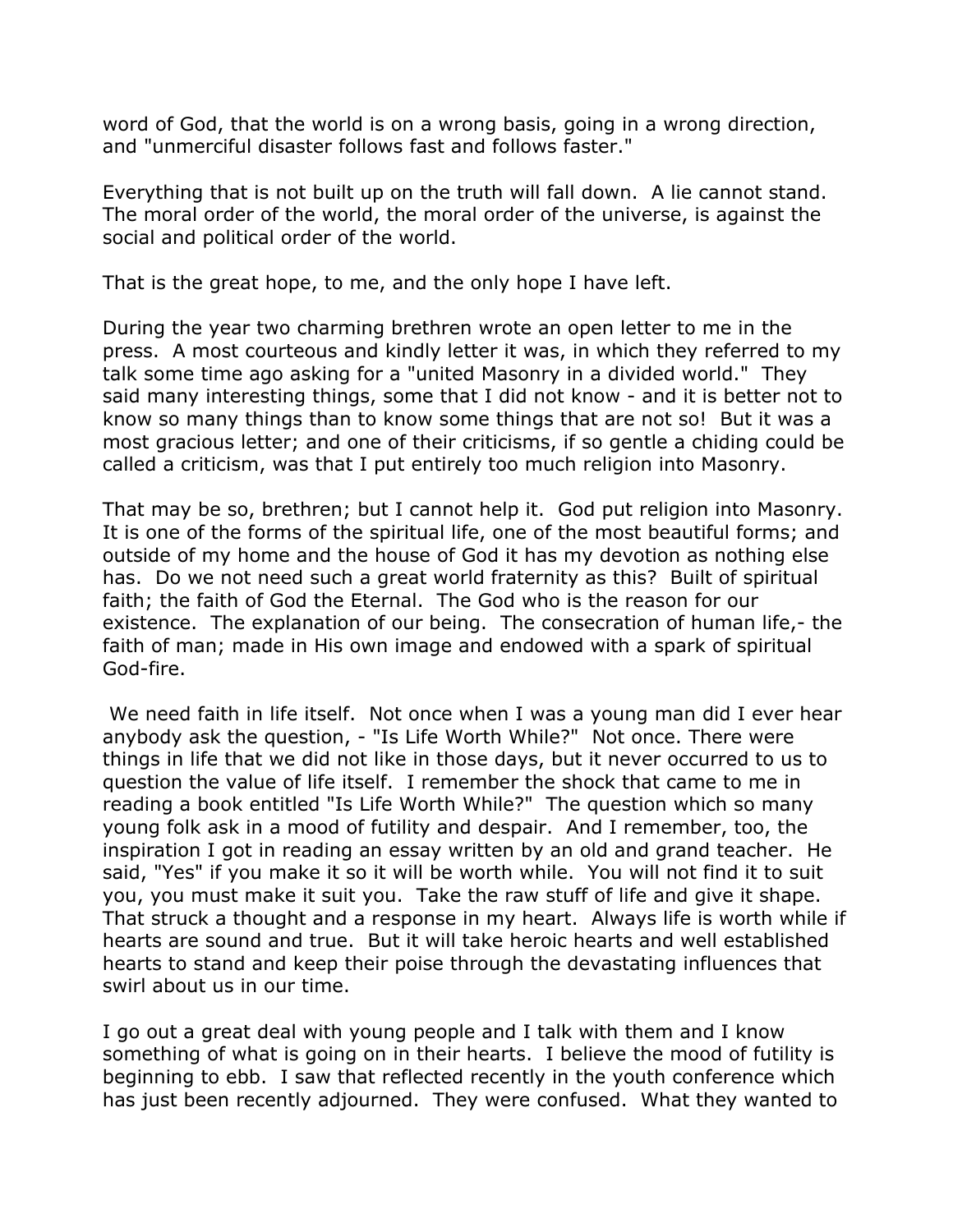word of God, that the world is on a wrong basis, going in a wrong direction, and "unmerciful disaster follows fast and follows faster."

Everything that is not built up on the truth will fall down. A lie cannot stand. The moral order of the world, the moral order of the universe, is against the social and political order of the world.

That is the great hope, to me, and the only hope I have left.

During the year two charming brethren wrote an open letter to me in the press. A most courteous and kindly letter it was, in which they referred to my talk some time ago asking for a "united Masonry in a divided world." They said many interesting things, some that I did not know - and it is better not to know so many things than to know some things that are not so! But it was a most gracious letter; and one of their criticisms, if so gentle a chiding could be called a criticism, was that I put entirely too much religion into Masonry.

That may be so, brethren; but I cannot help it. God put religion into Masonry. It is one of the forms of the spiritual life, one of the most beautiful forms; and outside of my home and the house of God it has my devotion as nothing else has. Do we not need such a great world fraternity as this? Built of spiritual faith; the faith of God the Eternal. The God who is the reason for our existence. The explanation of our being. The consecration of human life,- the faith of man; made in His own image and endowed with a spark of spiritual God-fire.

We need faith in life itself. Not once when I was a young man did I ever hear anybody ask the question, - "Is Life Worth While?" Not once. There were things in life that we did not like in those days, but it never occurred to us to question the value of life itself. I remember the shock that came to me in reading a book entitled "Is Life Worth While?" The question which so many young folk ask in a mood of futility and despair. And I remember, too, the inspiration I got in reading an essay written by an old and grand teacher. He said, "Yes" if you make it so it will be worth while. You will not find it to suit you, you must make it suit you. Take the raw stuff of life and give it shape. That struck a thought and a response in my heart. Always life is worth while if hearts are sound and true. But it will take heroic hearts and well established hearts to stand and keep their poise through the devastating influences that swirl about us in our time.

I go out a great deal with young people and I talk with them and I know something of what is going on in their hearts. I believe the mood of futility is beginning to ebb. I saw that reflected recently in the youth conference which has just been recently adjourned. They were confused. What they wanted to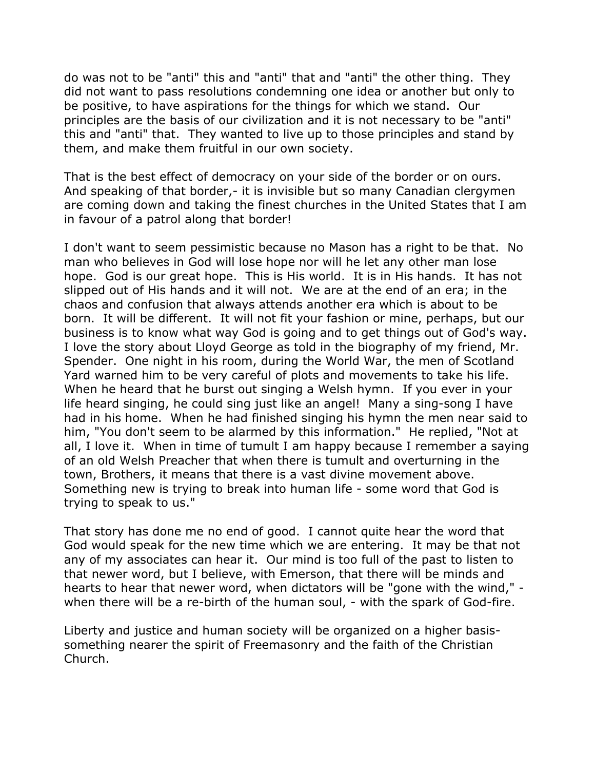do was not to be "anti" this and "anti" that and "anti" the other thing. They did not want to pass resolutions condemning one idea or another but only to be positive, to have aspirations for the things for which we stand. Our principles are the basis of our civilization and it is not necessary to be "anti" this and "anti" that. They wanted to live up to those principles and stand by them, and make them fruitful in our own society.

That is the best effect of democracy on your side of the border or on ours. And speaking of that border,- it is invisible but so many Canadian clergymen are coming down and taking the finest churches in the United States that I am in favour of a patrol along that border!

I don't want to seem pessimistic because no Mason has a right to be that. No man who believes in God will lose hope nor will he let any other man lose hope. God is our great hope. This is His world. It is in His hands. It has not slipped out of His hands and it will not. We are at the end of an era; in the chaos and confusion that always attends another era which is about to be born. It will be different. It will not fit your fashion or mine, perhaps, but our business is to know what way God is going and to get things out of God's way. I love the story about Lloyd George as told in the biography of my friend, Mr. Spender. One night in his room, during the World War, the men of Scotland Yard warned him to be very careful of plots and movements to take his life. When he heard that he burst out singing a Welsh hymn. If you ever in your life heard singing, he could sing just like an angel! Many a sing-song I have had in his home. When he had finished singing his hymn the men near said to him, "You don't seem to be alarmed by this information." He replied, "Not at all, I love it. When in time of tumult I am happy because I remember a saying of an old Welsh Preacher that when there is tumult and overturning in the town, Brothers, it means that there is a vast divine movement above. Something new is trying to break into human life - some word that God is trying to speak to us."

That story has done me no end of good. I cannot quite hear the word that God would speak for the new time which we are entering. It may be that not any of my associates can hear it. Our mind is too full of the past to listen to that newer word, but I believe, with Emerson, that there will be minds and hearts to hear that newer word, when dictators will be "gone with the wind," - when there will be a re-birth of the human soul, - with the spark of God-fire.

Liberty and justice and human society will be organized on a higher basis- something nearer the spirit of Freemasonry and the faith of the Christian Church.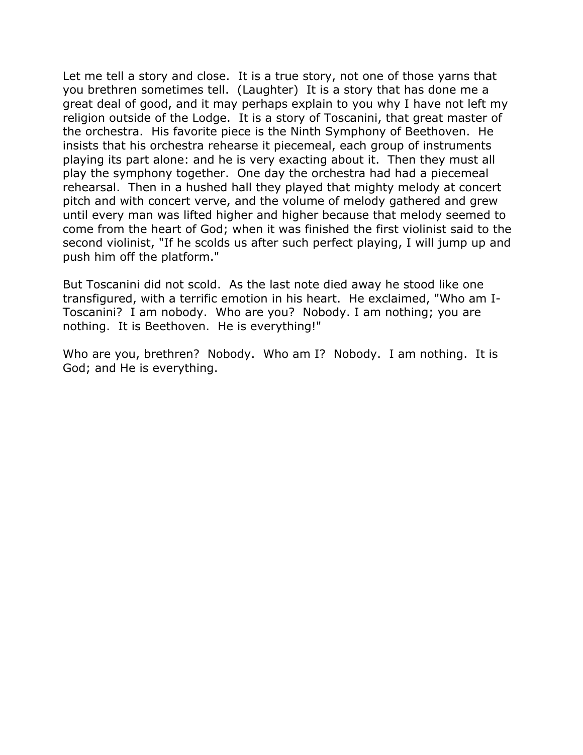Let me tell a story and close. It is a true story, not one of those yarns that you brethren sometimes tell. (Laughter) It is a story that has done me a great deal of good, and it may perhaps explain to you why I have not left my religion outside of the Lodge. It is a story of Toscanini, that great master of the orchestra. His favorite piece is the Ninth Symphony of Beethoven. He insists that his orchestra rehearse it piecemeal, each group of instruments playing its part alone: and he is very exacting about it. Then they must all play the symphony together. One day the orchestra had had a piecemeal rehearsal. Then in a hushed hall they played that mighty melody at concert pitch and with concert verve, and the volume of melody gathered and grew until every man was lifted higher and higher because that melody seemed to come from the heart of God; when it was finished the first violinist said to the second violinist, "If he scolds us after such perfect playing, I will jump up and push him off the platform."

But Toscanini did not scold. As the last note died away he stood like one transfigured, with a terrific emotion in his heart. He exclaimed, "Who am I- Toscanini? I am nobody. Who are you? Nobody. I am nothing; you are nothing. It is Beethoven. He is everything!"

Who are you, brethren? Nobody. Who am I? Nobody. I am nothing. It is God; and He is everything.